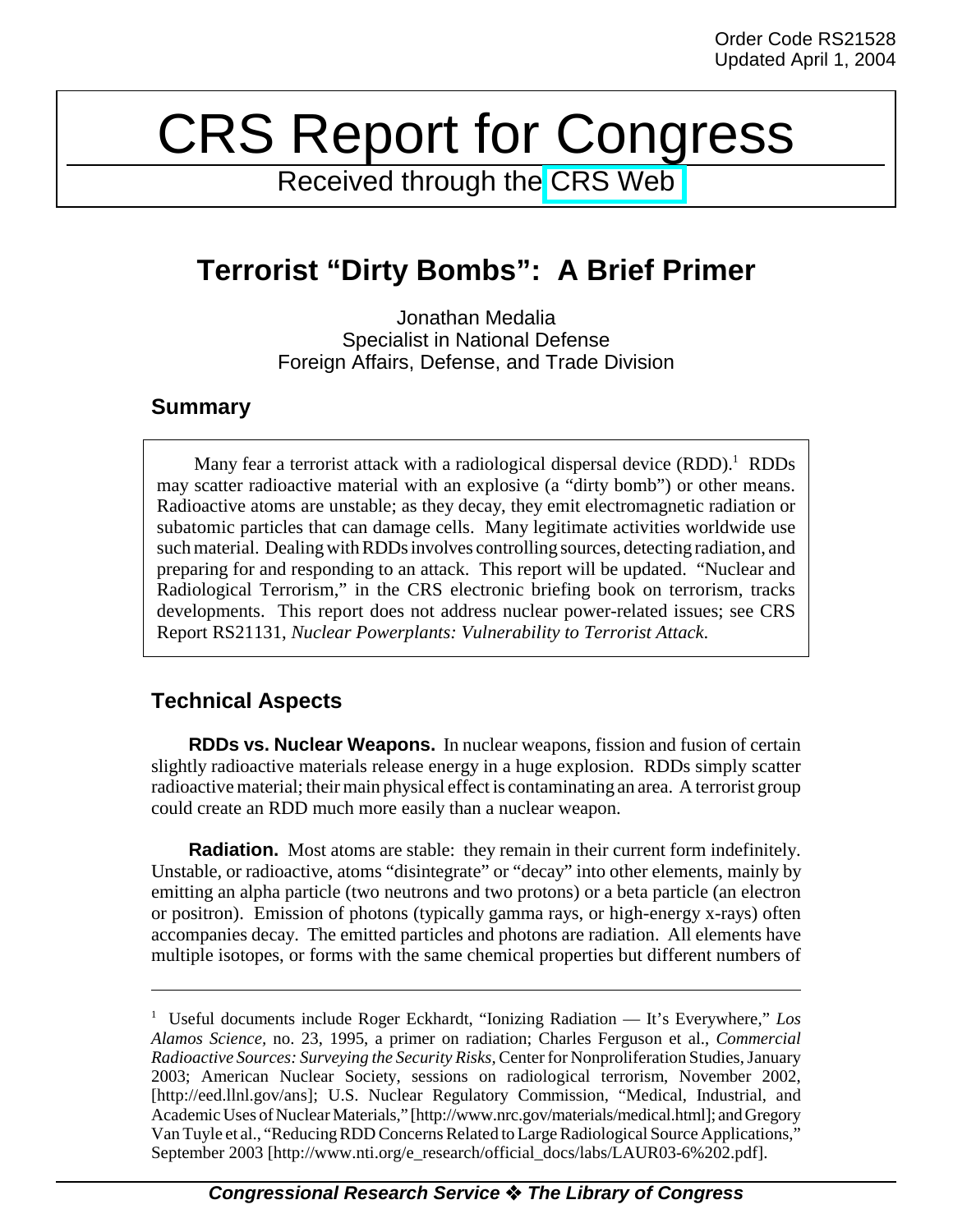Order Code RS21528
Updated April 1, 2004

# CRS Report for Congress

Received through the CRS Web

## Terrorist "Dirty Bombs": A Brief Primer

Jonathan Medalia
Specialist in National Defense
Foreign Affairs, Defense, and Trade Division

### Summary

Many fear a terrorist attack with a radiological dispersal device (RDD).[1] RDDs may scatter radioactive material with an explosive (a "dirty bomb") or other means. Radioactive atoms are unstable; as they decay, they emit electromagnetic radiation or subatomic particles that can damage cells. Many legitimate activities worldwide use such material. Dealing with RDDs involves controlling sources, detecting radiation, and preparing for and responding to an attack. This report will be updated. "Nuclear and Radiological Terrorism," in the CRS electronic briefing book on terrorism, tracks developments. This report does not address nuclear power-related issues; see CRS Report RS21131, *Nuclear Powerplants: Vulnerability to Terrorist Attack.*

### Technical Aspects

**RDDs vs. Nuclear Weapons.** In nuclear weapons, fission and fusion of certain slightly radioactive materials release energy in a huge explosion. RDDs simply scatter radioactive material; their main physical effect is contaminating an area. A terrorist group could create an RDD much more easily than a nuclear weapon.

**Radiation.** Most atoms are stable: they remain in their current form indefinitely. Unstable, or radioactive, atoms "disintegrate" or "decay" into other elements, mainly by emitting an alpha particle (two neutrons and two protons) or a beta particle (an electron or positron). Emission of photons (typically gamma rays, or high-energy x-rays) often accompanies decay. The emitted particles and photons are radiation. All elements have multiple isotopes, or forms with the same chemical properties but different numbers of

---

[1] Useful documents include Roger Eckhardt, "Ionizing Radiation — It's Everywhere," *Los Alamos Science*, no. 23, 1995, a primer on radiation; Charles Ferguson et al., *Commercial Radioactive Sources: Surveying the Security Risks,* Center for Nonproliferation Studies, January 2003; American Nuclear Society, sessions on radiological terrorism, November 2002, [http://eed.llnl.gov/ans]; U.S. Nuclear Regulatory Commission, "Medical, Industrial, and Academic Uses of Nuclear Materials," [http://www.nrc.gov/materials/medical.html]; and Gregory Van Tuyle et al., "Reducing RDD Concerns Related to Large Radiological Source Applications," September 2003 [http://www.nti.org/e_research/official_docs/labs/LAUR03-6%202.pdf].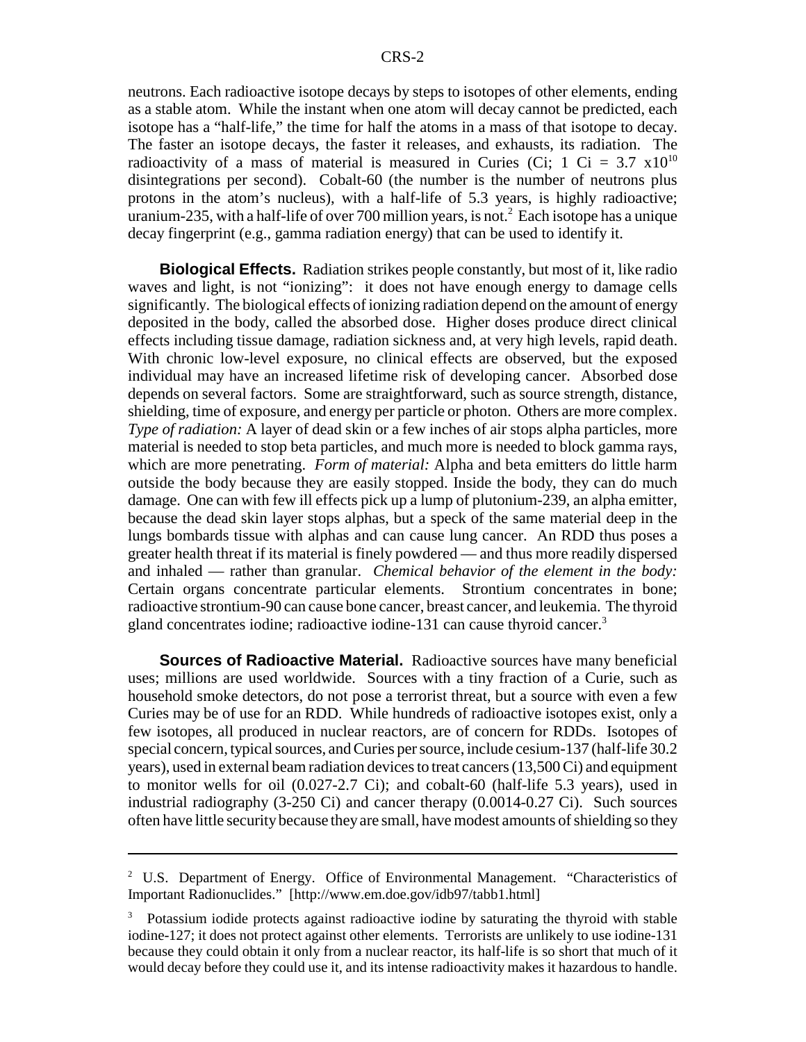neutrons. Each radioactive isotope decays by steps to isotopes of other elements, ending as a stable atom. While the instant when one atom will decay cannot be predicted, each isotope has a "half-life," the time for half the atoms in a mass of that isotope to decay. The faster an isotope decays, the faster it releases, and exhausts, its radiation. The radioactivity of a mass of material is measured in Curies (Ci; 1 Ci = $3.7 \times 10^{10}$ disintegrations per second). Cobalt-60 (the number is the number of neutrons plus protons in the atom's nucleus), with a half-life of 5.3 years, is highly radioactive; uranium-235, with a half-life of over 700 million years, is not.[2] Each isotope has a unique decay fingerprint (e.g., gamma radiation energy) that can be used to identify it.

**Biological Effects.** Radiation strikes people constantly, but most of it, like radio waves and light, is not "ionizing": it does not have enough energy to damage cells significantly. The biological effects of ionizing radiation depend on the amount of energy deposited in the body, called the absorbed dose. Higher doses produce direct clinical effects including tissue damage, radiation sickness and, at very high levels, rapid death. With chronic low-level exposure, no clinical effects are observed, but the exposed individual may have an increased lifetime risk of developing cancer. Absorbed dose depends on several factors. Some are straightforward, such as source strength, distance, shielding, time of exposure, and energy per particle or photon. Others are more complex. *Type of radiation:* A layer of dead skin or a few inches of air stops alpha particles, more material is needed to stop beta particles, and much more is needed to block gamma rays, which are more penetrating. *Form of material:* Alpha and beta emitters do little harm outside the body because they are easily stopped. Inside the body, they can do much damage. One can with few ill effects pick up a lump of plutonium-239, an alpha emitter, because the dead skin layer stops alphas, but a speck of the same material deep in the lungs bombards tissue with alphas and can cause lung cancer. An RDD thus poses a greater health threat if its material is finely powdered — and thus more readily dispersed and inhaled — rather than granular. *Chemical behavior of the element in the body:* Certain organs concentrate particular elements. Strontium concentrates in bone; radioactive strontium-90 can cause bone cancer, breast cancer, and leukemia. The thyroid gland concentrates iodine; radioactive iodine-131 can cause thyroid cancer.[3]

**Sources of Radioactive Material.** Radioactive sources have many beneficial uses; millions are used worldwide. Sources with a tiny fraction of a Curie, such as household smoke detectors, do not pose a terrorist threat, but a source with even a few Curies may be of use for an RDD. While hundreds of radioactive isotopes exist, only a few isotopes, all produced in nuclear reactors, are of concern for RDDs. Isotopes of special concern, typical sources, and Curies per source, include cesium-137 (half-life 30.2 years), used in external beam radiation devices to treat cancers (13,500 Ci) and equipment to monitor wells for oil (0.027-2.7 Ci); and cobalt-60 (half-life 5.3 years), used in industrial radiography (3-250 Ci) and cancer therapy (0.0014-0.27 Ci). Such sources often have little security because they are small, have modest amounts of shielding so they

---

[2] U.S. Department of Energy. Office of Environmental Management. "Characteristics of Important Radionuclides." [http://www.em.doe.gov/idb97/tabb1.html]

[3] Potassium iodide protects against radioactive iodine by saturating the thyroid with stable iodine-127; it does not protect against other elements. Terrorists are unlikely to use iodine-131 because they could obtain it only from a nuclear reactor, its half-life is so short that much of it would decay before they could use it, and its intense radioactivity makes it hazardous to handle.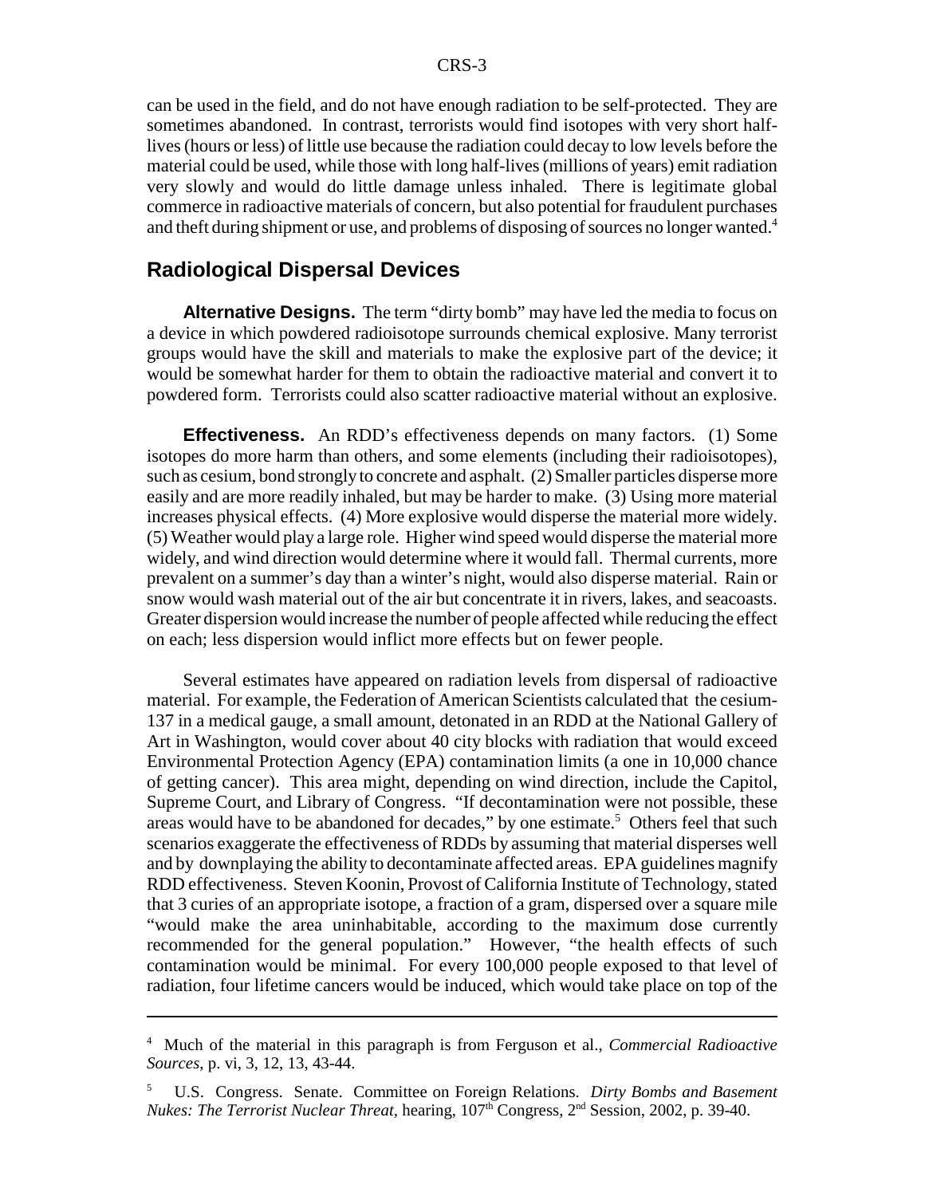can be used in the field, and do not have enough radiation to be self-protected. They are sometimes abandoned. In contrast, terrorists would find isotopes with very short half-lives (hours or less) of little use because the radiation could decay to low levels before the material could be used, while those with long half-lives (millions of years) emit radiation very slowly and would do little damage unless inhaled. There is legitimate global commerce in radioactive materials of concern, but also potential for fraudulent purchases and theft during shipment or use, and problems of disposing of sources no longer wanted.[4]

## Radiological Dispersal Devices

**Alternative Designs.** The term "dirty bomb" may have led the media to focus on a device in which powdered radioisotope surrounds chemical explosive. Many terrorist groups would have the skill and materials to make the explosive part of the device; it would be somewhat harder for them to obtain the radioactive material and convert it to powdered form. Terrorists could also scatter radioactive material without an explosive.

**Effectiveness.** An RDD's effectiveness depends on many factors. (1) Some isotopes do more harm than others, and some elements (including their radioisotopes), such as cesium, bond strongly to concrete and asphalt. (2) Smaller particles disperse more easily and are more readily inhaled, but may be harder to make. (3) Using more material increases physical effects. (4) More explosive would disperse the material more widely. (5) Weather would play a large role. Higher wind speed would disperse the material more widely, and wind direction would determine where it would fall. Thermal currents, more prevalent on a summer's day than a winter's night, would also disperse material. Rain or snow would wash material out of the air but concentrate it in rivers, lakes, and seacoasts. Greater dispersion would increase the number of people affected while reducing the effect on each; less dispersion would inflict more effects but on fewer people.

Several estimates have appeared on radiation levels from dispersal of radioactive material. For example, the Federation of American Scientists calculated that the cesium-137 in a medical gauge, a small amount, detonated in an RDD at the National Gallery of Art in Washington, would cover about 40 city blocks with radiation that would exceed Environmental Protection Agency (EPA) contamination limits (a one in 10,000 chance of getting cancer). This area might, depending on wind direction, include the Capitol, Supreme Court, and Library of Congress. "If decontamination were not possible, these areas would have to be abandoned for decades," by one estimate.[5] Others feel that such scenarios exaggerate the effectiveness of RDDs by assuming that material disperses well and by downplaying the ability to decontaminate affected areas. EPA guidelines magnify RDD effectiveness. Steven Koonin, Provost of California Institute of Technology, stated that 3 curies of an appropriate isotope, a fraction of a gram, dispersed over a square mile "would make the area uninhabitable, according to the maximum dose currently recommended for the general population." However, "the health effects of such contamination would be minimal. For every 100,000 people exposed to that level of radiation, four lifetime cancers would be induced, which would take place on top of the

---

[4] Much of the material in this paragraph is from Ferguson et al., *Commercial Radioactive Sources,* p. vi, 3, 12, 13, 43-44.

[5] U.S. Congress. Senate. Committee on Foreign Relations. *Dirty Bombs and Basement Nukes: The Terrorist Nuclear Threat,* hearing, 107th Congress, 2nd Session, 2002, p. 39-40.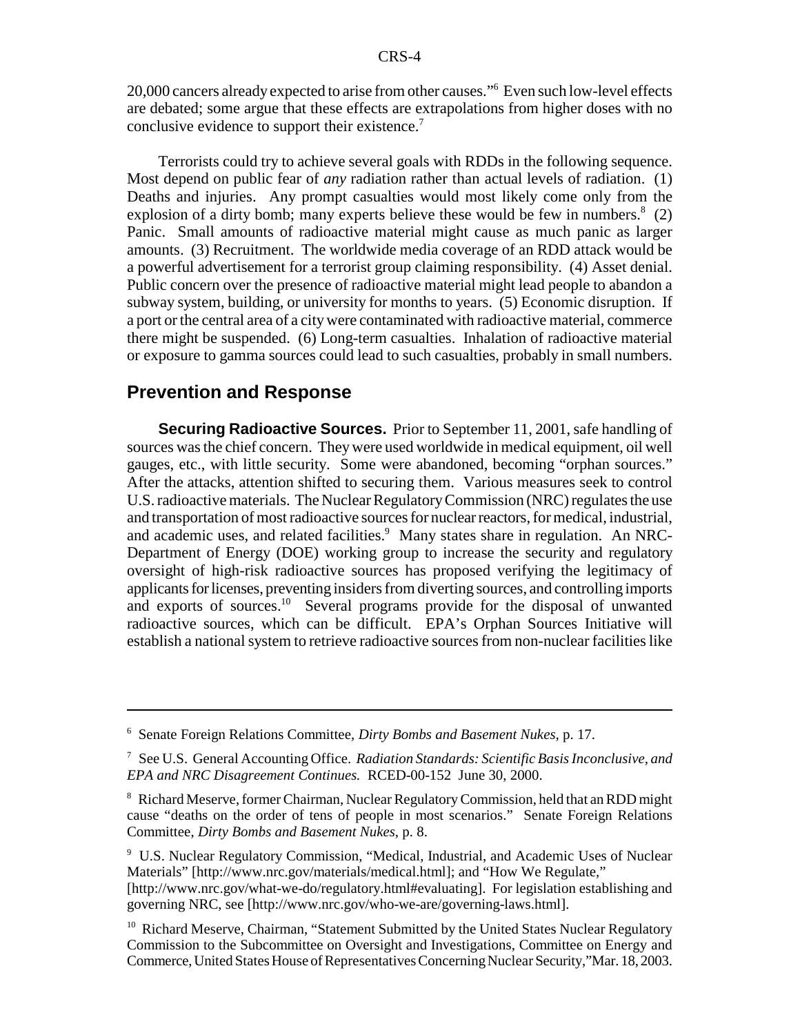20,000 cancers already expected to arise from other causes."[6] Even such low-level effects are debated; some argue that these effects are extrapolations from higher doses with no conclusive evidence to support their existence.[7]

Terrorists could try to achieve several goals with RDDs in the following sequence. Most depend on public fear of *any* radiation rather than actual levels of radiation. (1) Deaths and injuries. Any prompt casualties would most likely come only from the explosion of a dirty bomb; many experts believe these would be few in numbers.[8] (2) Panic. Small amounts of radioactive material might cause as much panic as larger amounts. (3) Recruitment. The worldwide media coverage of an RDD attack would be a powerful advertisement for a terrorist group claiming responsibility. (4) Asset denial. Public concern over the presence of radioactive material might lead people to abandon a subway system, building, or university for months to years. (5) Economic disruption. If a port or the central area of a city were contaminated with radioactive material, commerce there might be suspended. (6) Long-term casualties. Inhalation of radioactive material or exposure to gamma sources could lead to such casualties, probably in small numbers.

## Prevention and Response

**Securing Radioactive Sources.** Prior to September 11, 2001, safe handling of sources was the chief concern. They were used worldwide in medical equipment, oil well gauges, etc., with little security. Some were abandoned, becoming "orphan sources." After the attacks, attention shifted to securing them. Various measures seek to control U.S. radioactive materials. The Nuclear Regulatory Commission (NRC) regulates the use and transportation of most radioactive sources for nuclear reactors, for medical, industrial, and academic uses, and related facilities.[9] Many states share in regulation. An NRC-Department of Energy (DOE) working group to increase the security and regulatory oversight of high-risk radioactive sources has proposed verifying the legitimacy of applicants for licenses, preventing insiders from diverting sources, and controlling imports and exports of sources.[10] Several programs provide for the disposal of unwanted radioactive sources, which can be difficult. EPA's Orphan Sources Initiative will establish a national system to retrieve radioactive sources from non-nuclear facilities like

---

[6] Senate Foreign Relations Committee, *Dirty Bombs and Basement Nukes*, p. 17.

[7] See U.S. General Accounting Office. *Radiation Standards: Scientific Basis Inconclusive, and EPA and NRC Disagreement Continues.* RCED-00-152 June 30, 2000.

[8] Richard Meserve, former Chairman, Nuclear Regulatory Commission, held that an RDD might cause "deaths on the order of tens of people in most scenarios." Senate Foreign Relations Committee, *Dirty Bombs and Basement Nukes*, p. 8.

[9] U.S. Nuclear Regulatory Commission, "Medical, Industrial, and Academic Uses of Nuclear Materials" [http://www.nrc.gov/materials/medical.html]; and "How We Regulate," [http://www.nrc.gov/what-we-do/regulatory.html#evaluating]. For legislation establishing and governing NRC, see [http://www.nrc.gov/who-we-are/governing-laws.html].

[10] Richard Meserve, Chairman, "Statement Submitted by the United States Nuclear Regulatory Commission to the Subcommittee on Oversight and Investigations, Committee on Energy and Commerce, United States House of Representatives Concerning Nuclear Security," Mar. 18, 2003.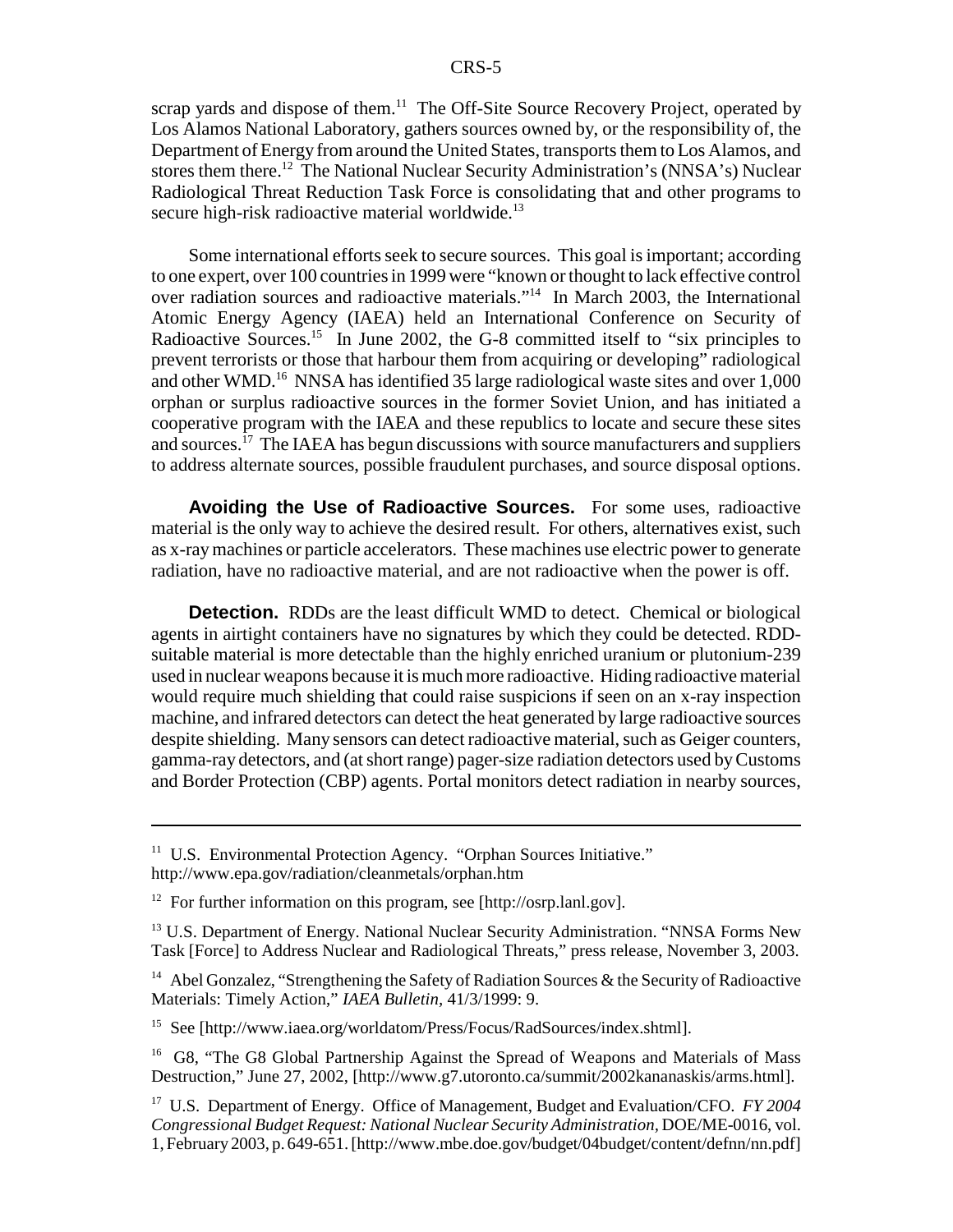scrap yards and dispose of them.[11] The Off-Site Source Recovery Project, operated by Los Alamos National Laboratory, gathers sources owned by, or the responsibility of, the Department of Energy from around the United States, transports them to Los Alamos, and stores them there.[12] The National Nuclear Security Administration's (NNSA's) Nuclear Radiological Threat Reduction Task Force is consolidating that and other programs to secure high-risk radioactive material worldwide.[13]

Some international efforts seek to secure sources. This goal is important; according to one expert, over 100 countries in 1999 were "known or thought to lack effective control over radiation sources and radioactive materials."[14] In March 2003, the International Atomic Energy Agency (IAEA) held an International Conference on Security of Radioactive Sources.[15] In June 2002, the G-8 committed itself to "six principles to prevent terrorists or those that harbour them from acquiring or developing" radiological and other WMD.[16] NNSA has identified 35 large radiological waste sites and over 1,000 orphan or surplus radioactive sources in the former Soviet Union, and has initiated a cooperative program with the IAEA and these republics to locate and secure these sites and sources.[17] The IAEA has begun discussions with source manufacturers and suppliers to address alternate sources, possible fraudulent purchases, and source disposal options.

**Avoiding the Use of Radioactive Sources.** For some uses, radioactive material is the only way to achieve the desired result. For others, alternatives exist, such as x-ray machines or particle accelerators. These machines use electric power to generate radiation, have no radioactive material, and are not radioactive when the power is off.

**Detection.** RDDs are the least difficult WMD to detect. Chemical or biological agents in airtight containers have no signatures by which they could be detected. RDD-suitable material is more detectable than the highly enriched uranium or plutonium-239 used in nuclear weapons because it is much more radioactive. Hiding radioactive material would require much shielding that could raise suspicions if seen on an x-ray inspection machine, and infrared detectors can detect the heat generated by large radioactive sources despite shielding. Many sensors can detect radioactive material, such as Geiger counters, gamma-ray detectors, and (at short range) pager-size radiation detectors used by Customs and Border Protection (CBP) agents. Portal monitors detect radiation in nearby sources,

---

[11] U.S. Environmental Protection Agency. "Orphan Sources Initiative." http://www.epa.gov/radiation/cleanmetals/orphan.htm

[12] For further information on this program, see [http://osrp.lanl.gov].

[13] U.S. Department of Energy. National Nuclear Security Administration. "NNSA Forms New Task [Force] to Address Nuclear and Radiological Threats," press release, November 3, 2003.

[14] Abel Gonzalez, "Strengthening the Safety of Radiation Sources & the Security of Radioactive Materials: Timely Action," *IAEA Bulletin,* 41/3/1999: 9.

[15] See [http://www.iaea.org/worldatom/Press/Focus/RadSources/index.shtml].

[16] G8, "The G8 Global Partnership Against the Spread of Weapons and Materials of Mass Destruction," June 27, 2002, [http://www.g7.utoronto.ca/summit/2002kananaskis/arms.html].

[17] U.S. Department of Energy. Office of Management, Budget and Evaluation/CFO. *FY 2004 Congressional Budget Request: National Nuclear Security Administration,* DOE/ME-0016, vol. 1, February 2003, p. 649-651. [http://www.mbe.doe.gov/budget/04budget/content/defnn/nn.pdf]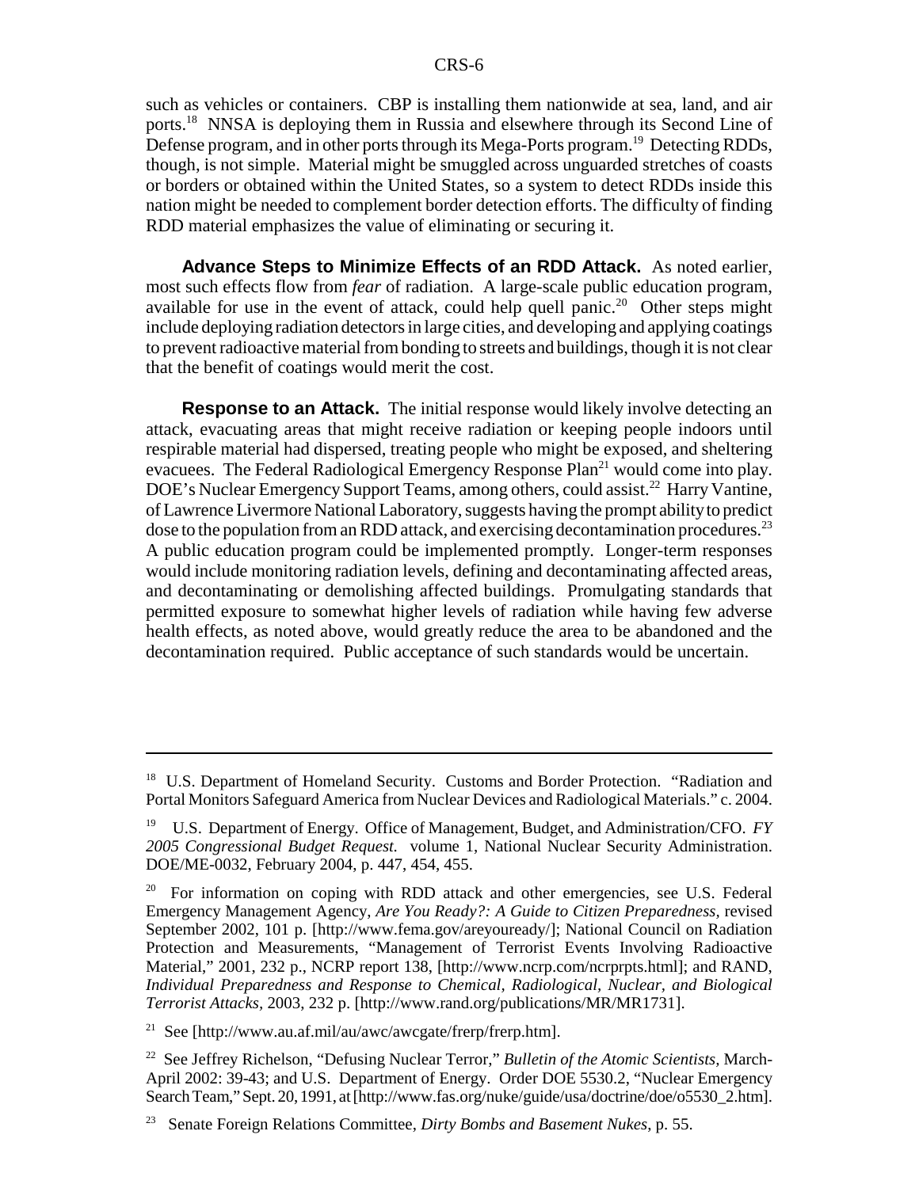such as vehicles or containers. CBP is installing them nationwide at sea, land, and air ports.[18] NNSA is deploying them in Russia and elsewhere through its Second Line of Defense program, and in other ports through its Mega-Ports program.[19] Detecting RDDs, though, is not simple. Material might be smuggled across unguarded stretches of coasts or borders or obtained within the United States, so a system to detect RDDs inside this nation might be needed to complement border detection efforts. The difficulty of finding RDD material emphasizes the value of eliminating or securing it.

**Advance Steps to Minimize Effects of an RDD Attack.** As noted earlier, most such effects flow from *fear* of radiation. A large-scale public education program, available for use in the event of attack, could help quell panic.[20] Other steps might include deploying radiation detectors in large cities, and developing and applying coatings to prevent radioactive material from bonding to streets and buildings, though it is not clear that the benefit of coatings would merit the cost.

**Response to an Attack.** The initial response would likely involve detecting an attack, evacuating areas that might receive radiation or keeping people indoors until respirable material had dispersed, treating people who might be exposed, and sheltering evacuees. The Federal Radiological Emergency Response Plan[21] would come into play. DOE's Nuclear Emergency Support Teams, among others, could assist.[22] Harry Vantine, of Lawrence Livermore National Laboratory, suggests having the prompt ability to predict dose to the population from an RDD attack, and exercising decontamination procedures.[23] A public education program could be implemented promptly. Longer-term responses would include monitoring radiation levels, defining and decontaminating affected areas, and decontaminating or demolishing affected buildings. Promulgating standards that permitted exposure to somewhat higher levels of radiation while having few adverse health effects, as noted above, would greatly reduce the area to be abandoned and the decontamination required. Public acceptance of such standards would be uncertain.

---

[18] U.S. Department of Homeland Security. Customs and Border Protection. "Radiation and Portal Monitors Safeguard America from Nuclear Devices and Radiological Materials." c. 2004.

[19] U.S. Department of Energy. Office of Management, Budget, and Administration/CFO. *FY 2005 Congressional Budget Request.* volume 1, National Nuclear Security Administration. DOE/ME-0032, February 2004, p. 447, 454, 455.

[20] For information on coping with RDD attack and other emergencies, see U.S. Federal Emergency Management Agency, *Are You Ready?: A Guide to Citizen Preparedness*, revised September 2002, 101 p. [http://www.fema.gov/areyouready/]; National Council on Radiation Protection and Measurements, "Management of Terrorist Events Involving Radioactive Material," 2001, 232 p., NCRP report 138, [http://www.ncrp.com/ncrprpts.html]; and RAND, *Individual Preparedness and Response to Chemical, Radiological, Nuclear, and Biological Terrorist Attacks*, 2003, 232 p. [http://www.rand.org/publications/MR/MR1731].

[21] See [http://www.au.af.mil/au/awc/awcgate/frerp/frerp.htm].

[22] See Jeffrey Richelson, "Defusing Nuclear Terror," *Bulletin of the Atomic Scientists*, March-April 2002: 39-43; and U.S. Department of Energy. Order DOE 5530.2, "Nuclear Emergency Search Team," Sept. 20, 1991, at [http://www.fas.org/nuke/guide/usa/doctrine/doe/o5530_2.htm].

[23] Senate Foreign Relations Committee, *Dirty Bombs and Basement Nukes*, p. 55.